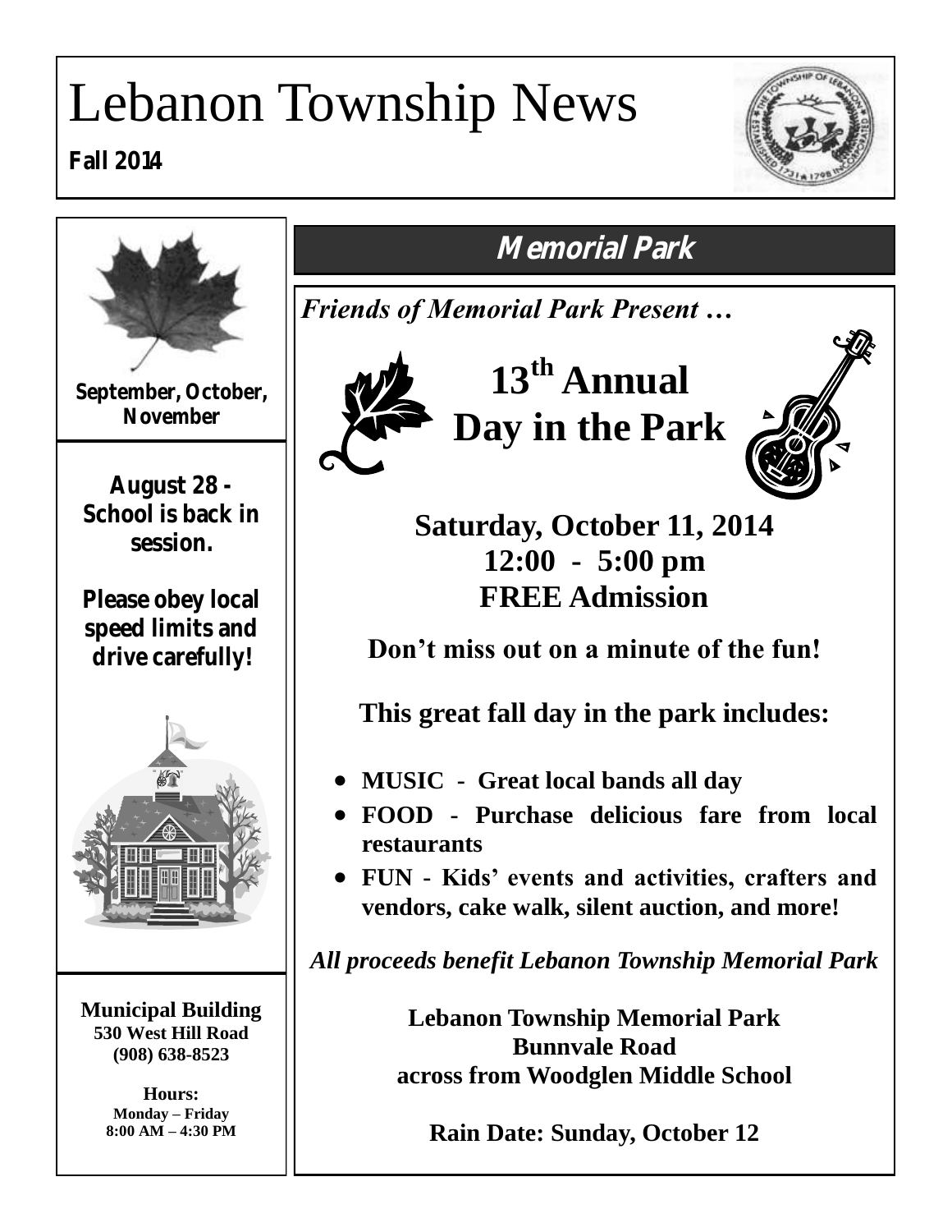# Lebanon Township News

**Fall 2014**

**September, October, November**

**August 28 - School is back in session.**

**Please obey local speed limits and drive carefully!**

**Municipal Building**
**530 West Hill Road**
**(908) 638-8523**

**Hours:**
**Monday – Friday**
**8:00 AM – 4:30 PM**

## Memorial Park

*Friends of Memorial Park Present …*

# 13th Annual Day in the Park

**Saturday, October 11, 2014**
**12:00 - 5:00 pm**
**FREE Admission**

**Don't miss out on a minute of the fun!**

**This great fall day in the park includes:**

- **MUSIC - Great local bands all day**
- **FOOD - Purchase delicious fare from local restaurants**
- **FUN - Kids' events and activities, crafters and vendors, cake walk, silent auction, and more!**

*All proceeds benefit Lebanon Township Memorial Park*

**Lebanon Township Memorial Park**
**Bunnvale Road**
**across from Woodglen Middle School**

**Rain Date: Sunday, October 12**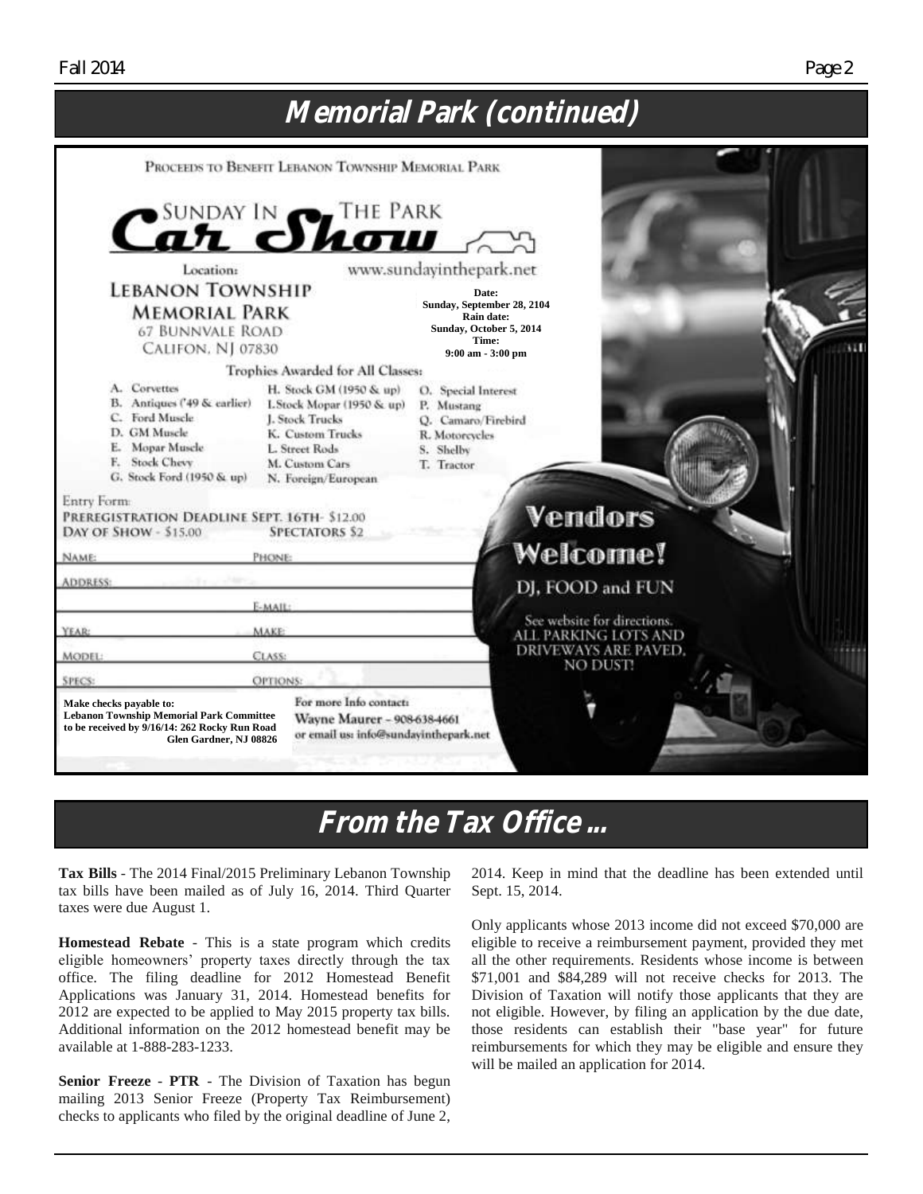## Memorial Park (continued)

PROCEEDS TO BENEFIT LEBANON TOWNSHIP MEMORIAL PARK

# SUNDAY IN THE PARK Car Show

Location:

**LEBANON TOWNSHIP MEMORIAL PARK**
67 BUNNVALE ROAD
CALIFON, NJ 07830

www.sundayinthepark.net

**Date:**
**Sunday, September 28, 2104**
**Rain date:**
**Sunday, October 5, 2014**
**Time:**
**9:00 am - 3:00 pm**

Trophies Awarded for All Classes:

A. Corvettes
B. Antiques ('49 & earlier)
C. Ford Muscle
D. GM Muscle
E. Mopar Muscle
F. Stock Chevy
G. Stock Ford (1950 & up)
H. Stock GM (1950 & up)
I.Stock Mopar (1950 & up)
J. Stock Trucks
K. Custom Trucks
L. Street Rods
M. Custom Cars
N. Foreign/European
O. Special Interest
P. Mustang
Q. Camaro/Firebird
R. Motorcycles
S. Shelby
T. Tractor

Entry Form:
PREREGISTRATION DEADLINE SEPT. 16TH- $12.00
DAY OF SHOW - $15.00 SPECTATORS $2

NAME: PHONE:
ADDRESS:
E-MAIL:
YEAR: MAKE:
MODEL: CLASS:
SPECS: OPTIONS:

**Make checks payable to:**
**Lebanon Township Memorial Park Committee**
**to be received by 9/16/14: 262 Rocky Run Road**
**Glen Gardner, NJ 08826**

For more Info contact:
Wayne Maurer - 908-638-4661
or email us: info@sundayinthepark.net

**Vendors Welcome!**

DJ, FOOD and FUN

See website for directions.
ALL PARKING LOTS AND DRIVEWAYS ARE PAVED, NO DUST!

## From the Tax Office ...

**Tax Bills** - The 2014 Final/2015 Preliminary Lebanon Township tax bills have been mailed as of July 16, 2014. Third Quarter taxes were due August 1.

**Homestead Rebate** - This is a state program which credits eligible homeowners' property taxes directly through the tax office. The filing deadline for 2012 Homestead Benefit Applications was January 31, 2014. Homestead benefits for 2012 are expected to be applied to May 2015 property tax bills. Additional information on the 2012 homestead benefit may be available at 1-888-283-1233.

**Senior Freeze - PTR** - The Division of Taxation has begun mailing 2013 Senior Freeze (Property Tax Reimbursement) checks to applicants who filed by the original deadline of June 2, 2014. Keep in mind that the deadline has been extended until Sept. 15, 2014.

Only applicants whose 2013 income did not exceed $70,000 are eligible to receive a reimbursement payment, provided they met all the other requirements. Residents whose income is between $71,001 and $84,289 will not receive checks for 2013. The Division of Taxation will notify those applicants that they are not eligible. However, by filing an application by the due date, those residents can establish their "base year" for future reimbursements for which they may be eligible and ensure they will be mailed an application for 2014.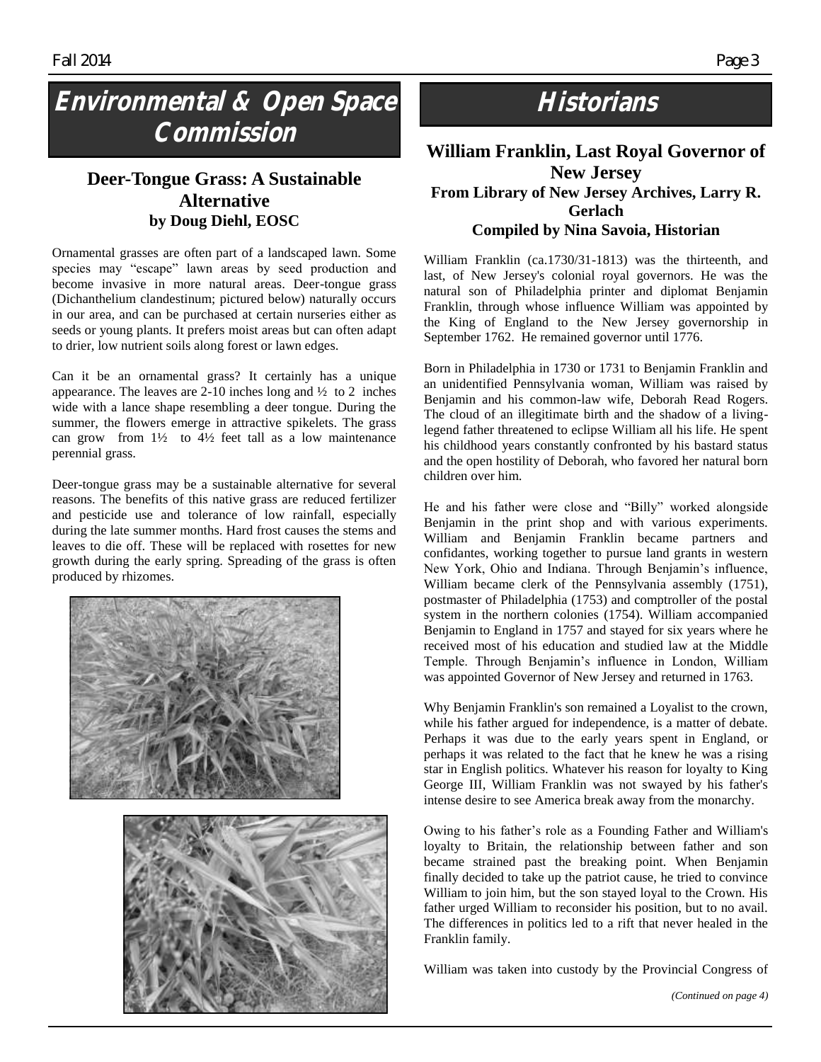# Environmental & Open Space Commission

## Deer-Tongue Grass: A Sustainable Alternative

**by Doug Diehl, EOSC**

Ornamental grasses are often part of a landscaped lawn. Some species may "escape" lawn areas by seed production and become invasive in more natural areas. Deer-tongue grass (Dichanthelium clandestinum; pictured below) naturally occurs in our area, and can be purchased at certain nurseries either as seeds or young plants. It prefers moist areas but can often adapt to drier, low nutrient soils along forest or lawn edges.

Can it be an ornamental grass? It certainly has a unique appearance. The leaves are 2-10 inches long and ½ to 2 inches wide with a lance shape resembling a deer tongue. During the summer, the flowers emerge in attractive spikelets. The grass can grow from 1½ to 4½ feet tall as a low maintenance perennial grass.

Deer-tongue grass may be a sustainable alternative for several reasons. The benefits of this native grass are reduced fertilizer and pesticide use and tolerance of low rainfall, especially during the late summer months. Hard frost causes the stems and leaves to die off. These will be replaced with rosettes for new growth during the early spring. Spreading of the grass is often produced by rhizomes.

# Historians

## William Franklin, Last Royal Governor of New Jersey

**From Library of New Jersey Archives, Larry R. Gerlach**

**Compiled by Nina Savoia, Historian**

William Franklin (ca.1730/31-1813) was the thirteenth, and last, of New Jersey's colonial royal governors. He was the natural son of Philadelphia printer and diplomat Benjamin Franklin, through whose influence William was appointed by the King of England to the New Jersey governorship in September 1762. He remained governor until 1776.

Born in Philadelphia in 1730 or 1731 to Benjamin Franklin and an unidentified Pennsylvania woman, William was raised by Benjamin and his common-law wife, Deborah Read Rogers. The cloud of an illegitimate birth and the shadow of a living-legend father threatened to eclipse William all his life. He spent his childhood years constantly confronted by his bastard status and the open hostility of Deborah, who favored her natural born children over him.

He and his father were close and "Billy" worked alongside Benjamin in the print shop and with various experiments. William and Benjamin Franklin became partners and confidantes, working together to pursue land grants in western New York, Ohio and Indiana. Through Benjamin's influence, William became clerk of the Pennsylvania assembly (1751), postmaster of Philadelphia (1753) and comptroller of the postal system in the northern colonies (1754). William accompanied Benjamin to England in 1757 and stayed for six years where he received most of his education and studied law at the Middle Temple. Through Benjamin's influence in London, William was appointed Governor of New Jersey and returned in 1763.

Why Benjamin Franklin's son remained a Loyalist to the crown, while his father argued for independence, is a matter of debate. Perhaps it was due to the early years spent in England, or perhaps it was related to the fact that he knew he was a rising star in English politics. Whatever his reason for loyalty to King George III, William Franklin was not swayed by his father's intense desire to see America break away from the monarchy.

Owing to his father's role as a Founding Father and William's loyalty to Britain, the relationship between father and son became strained past the breaking point. When Benjamin finally decided to take up the patriot cause, he tried to convince William to join him, but the son stayed loyal to the Crown. His father urged William to reconsider his position, but to no avail. The differences in politics led to a rift that never healed in the Franklin family.

William was taken into custody by the Provincial Congress of

*(Continued on page 4)*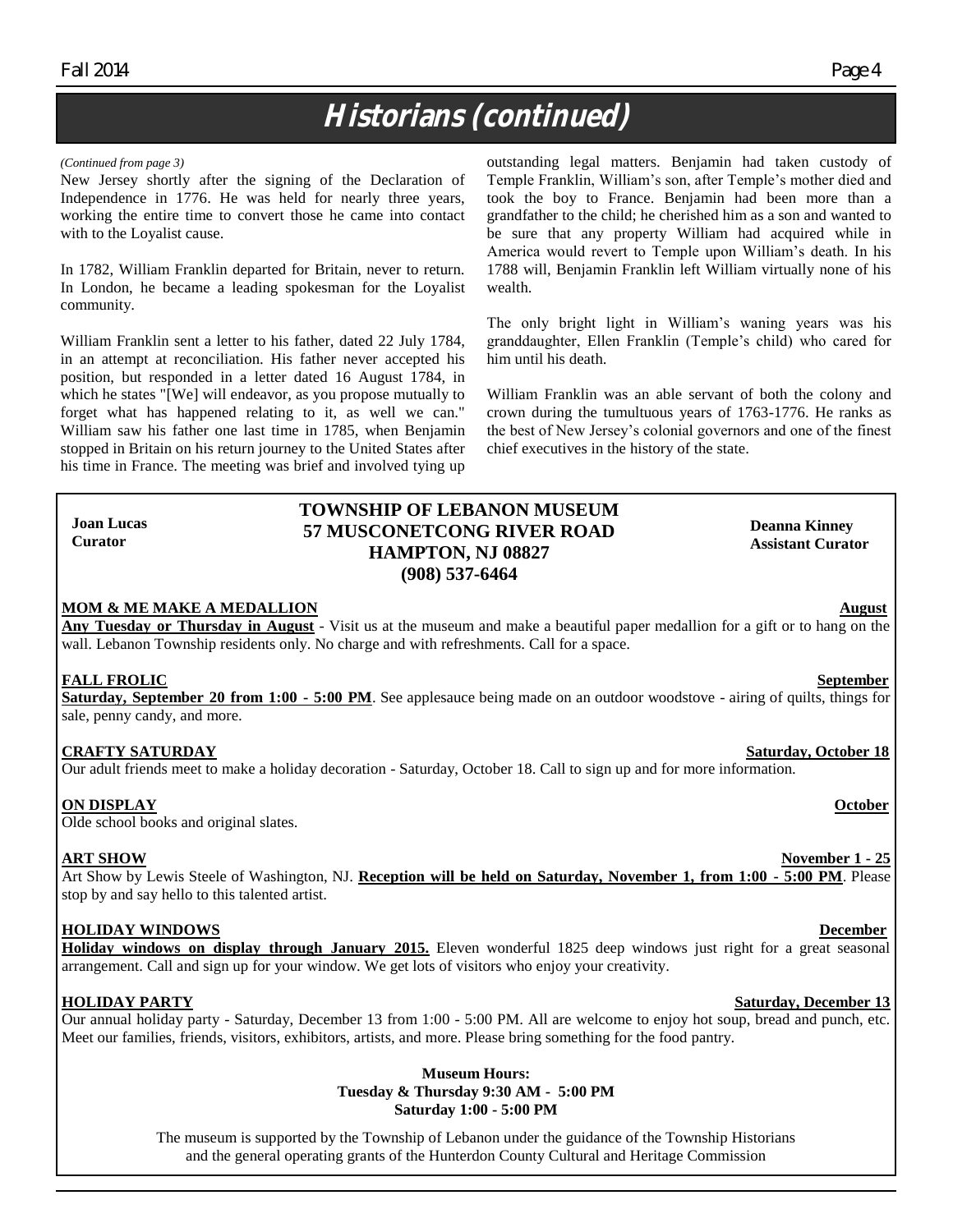## Historians (continued)

*(Continued from page 3)*

New Jersey shortly after the signing of the Declaration of Independence in 1776. He was held for nearly three years, working the entire time to convert those he came into contact with to the Loyalist cause.

In 1782, William Franklin departed for Britain, never to return. In London, he became a leading spokesman for the Loyalist community.

William Franklin sent a letter to his father, dated 22 July 1784, in an attempt at reconciliation. His father never accepted his position, but responded in a letter dated 16 August 1784, in which he states "[We] will endeavor, as you propose mutually to forget what has happened relating to it, as well we can." William saw his father one last time in 1785, when Benjamin stopped in Britain on his return journey to the United States after his time in France. The meeting was brief and involved tying up outstanding legal matters. Benjamin had taken custody of Temple Franklin, William's son, after Temple's mother died and took the boy to France. Benjamin had been more than a grandfather to the child; he cherished him as a son and wanted to be sure that any property William had acquired while in America would revert to Temple upon William's death. In his 1788 will, Benjamin Franklin left William virtually none of his wealth.

The only bright light in William's waning years was his granddaughter, Ellen Franklin (Temple's child) who cared for him until his death.

William Franklin was an able servant of both the colony and crown during the tumultuous years of 1763-1776. He ranks as the best of New Jersey's colonial governors and one of the finest chief executives in the history of the state.

---

**Joan Lucas**
**Curator**

## TOWNSHIP OF LEBANON MUSEUM
## 57 MUSCONETCONG RIVER ROAD
## HAMPTON, NJ 08827
## (908) 537-6464

**Deanna Kinney**
**Assistant Curator**

**MOM & ME MAKE A MEDALLION** — **August**

**Any Tuesday or Thursday in August** - Visit us at the museum and make a beautiful paper medallion for a gift or to hang on the wall. Lebanon Township residents only. No charge and with refreshments. Call for a space.

**FALL FROLIC** — **September**

**Saturday, September 20 from 1:00 - 5:00 PM**. See applesauce being made on an outdoor woodstove - airing of quilts, things for sale, penny candy, and more.

**CRAFTY SATURDAY** — **Saturday, October 18**

Our adult friends meet to make a holiday decoration - Saturday, October 18. Call to sign up and for more information.

**ON DISPLAY** — **October**

Olde school books and original slates.

**ART SHOW** — **November 1 - 25**

Art Show by Lewis Steele of Washington, NJ. **Reception will be held on Saturday, November 1, from 1:00 - 5:00 PM**. Please stop by and say hello to this talented artist.

**HOLIDAY WINDOWS** — **December**

**Holiday windows on display through January 2015.** Eleven wonderful 1825 deep windows just right for a great seasonal arrangement. Call and sign up for your window. We get lots of visitors who enjoy your creativity.

**HOLIDAY PARTY** — **Saturday, December 13**

Our annual holiday party - Saturday, December 13 from 1:00 - 5:00 PM. All are welcome to enjoy hot soup, bread and punch, etc. Meet our families, friends, visitors, exhibitors, artists, and more. Please bring something for the food pantry.

**Museum Hours:**
**Tuesday & Thursday 9:30 AM - 5:00 PM**
**Saturday 1:00 - 5:00 PM**

The museum is supported by the Township of Lebanon under the guidance of the Township Historians and the general operating grants of the Hunterdon County Cultural and Heritage Commission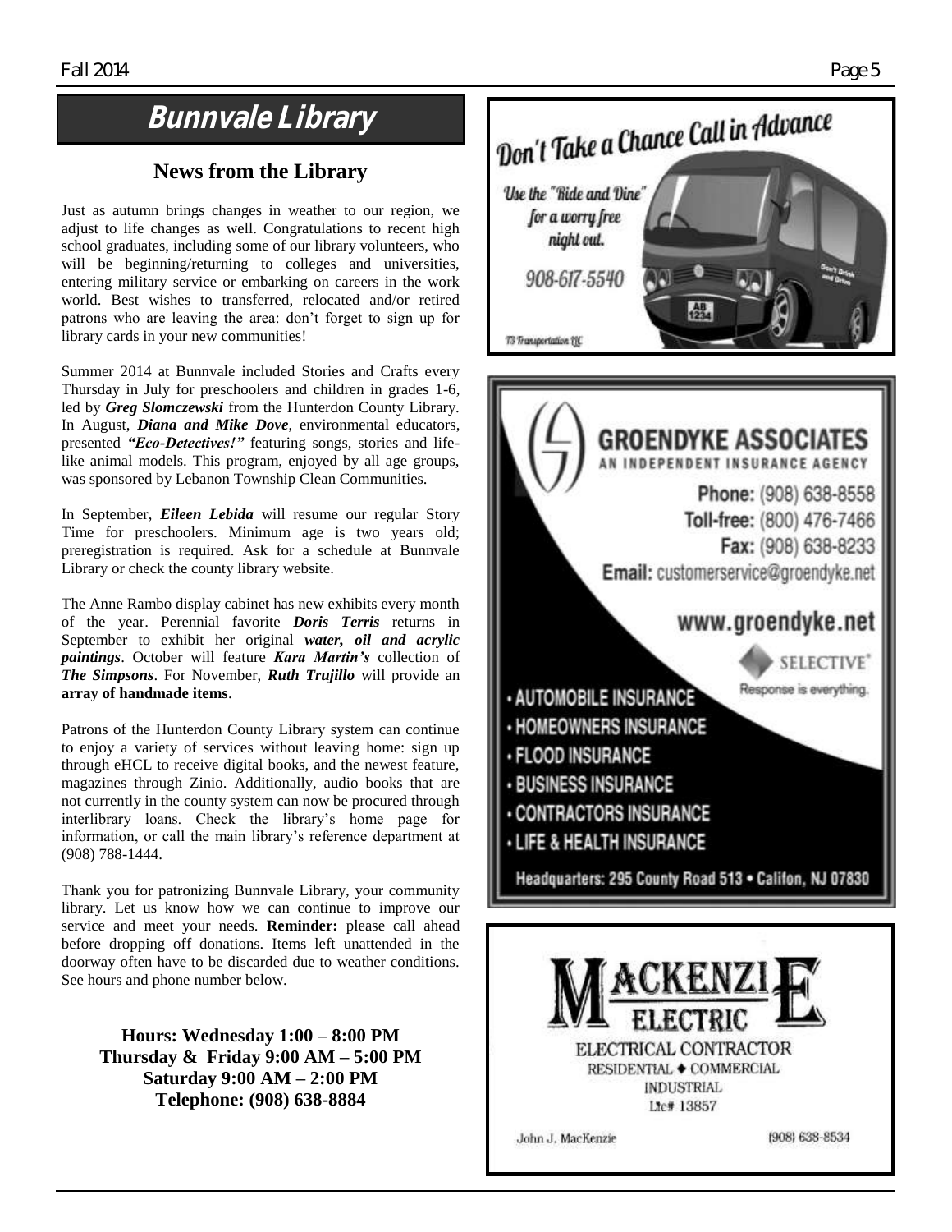# Bunnvale Library

## News from the Library

Just as autumn brings changes in weather to our region, we adjust to life changes as well. Congratulations to recent high school graduates, including some of our library volunteers, who will be beginning/returning to colleges and universities, entering military service or embarking on careers in the work world. Best wishes to transferred, relocated and/or retired patrons who are leaving the area: don't forget to sign up for library cards in your new communities!

Summer 2014 at Bunnvale included Stories and Crafts every Thursday in July for preschoolers and children in grades 1-6, led by ***Greg Slomczewski*** from the Hunterdon County Library. In August, ***Diana and Mike Dove***, environmental educators, presented ***"Eco-Detectives!"*** featuring songs, stories and life-like animal models. This program, enjoyed by all age groups, was sponsored by Lebanon Township Clean Communities.

In September, ***Eileen Lebida*** will resume our regular Story Time for preschoolers. Minimum age is two years old; preregistration is required. Ask for a schedule at Bunnvale Library or check the county library website.

The Anne Rambo display cabinet has new exhibits every month of the year. Perennial favorite ***Doris Terris*** returns in September to exhibit her original ***water, oil and acrylic paintings***. October will feature ***Kara Martin's*** collection of ***The Simpsons***. For November, ***Ruth Trujillo*** will provide an **array of handmade items**.

Patrons of the Hunterdon County Library system can continue to enjoy a variety of services without leaving home: sign up through eHCL to receive digital books, and the newest feature, magazines through Zinio. Additionally, audio books that are not currently in the county system can now be procured through interlibrary loans. Check the library's home page for information, or call the main library's reference department at (908) 788-1444.

Thank you for patronizing Bunnvale Library, your community library. Let us know how we can continue to improve our service and meet your needs. **Reminder:** please call ahead before dropping off donations. Items left unattended in the doorway often have to be discarded due to weather conditions. See hours and phone number below.

**Hours: Wednesday 1:00 – 8:00 PM**
**Thursday & Friday 9:00 AM – 5:00 PM**
**Saturday 9:00 AM – 2:00 PM**
**Telephone: (908) 638-8884**

---

Don't Take a Chance Call in Advance

Use the "Ride and Dine" for a worry free night out.

908-617-5540

T3 Transportation LLC

---

**GROENDYKE ASSOCIATES**
AN INDEPENDENT INSURANCE AGENCY

**Phone:** (908) 638-8558
**Toll-free:** (800) 476-7466
**Fax:** (908) 638-8233
**Email:** customerservice@groendyke.net

www.groendyke.net

SELECTIVE® Response is everything.

- AUTOMOBILE INSURANCE
- HOMEOWNERS INSURANCE
- FLOOD INSURANCE
- BUSINESS INSURANCE
- CONTRACTORS INSURANCE
- LIFE & HEALTH INSURANCE

Headquarters: 295 County Road 513 • Califon, NJ 07830

---

MACKENZIE ELECTRIC

ELECTRICAL CONTRACTOR
RESIDENTIAL ◆ COMMERCIAL
INDUSTRIAL
Lic# 13857

John J. MacKenzie (908) 638-8534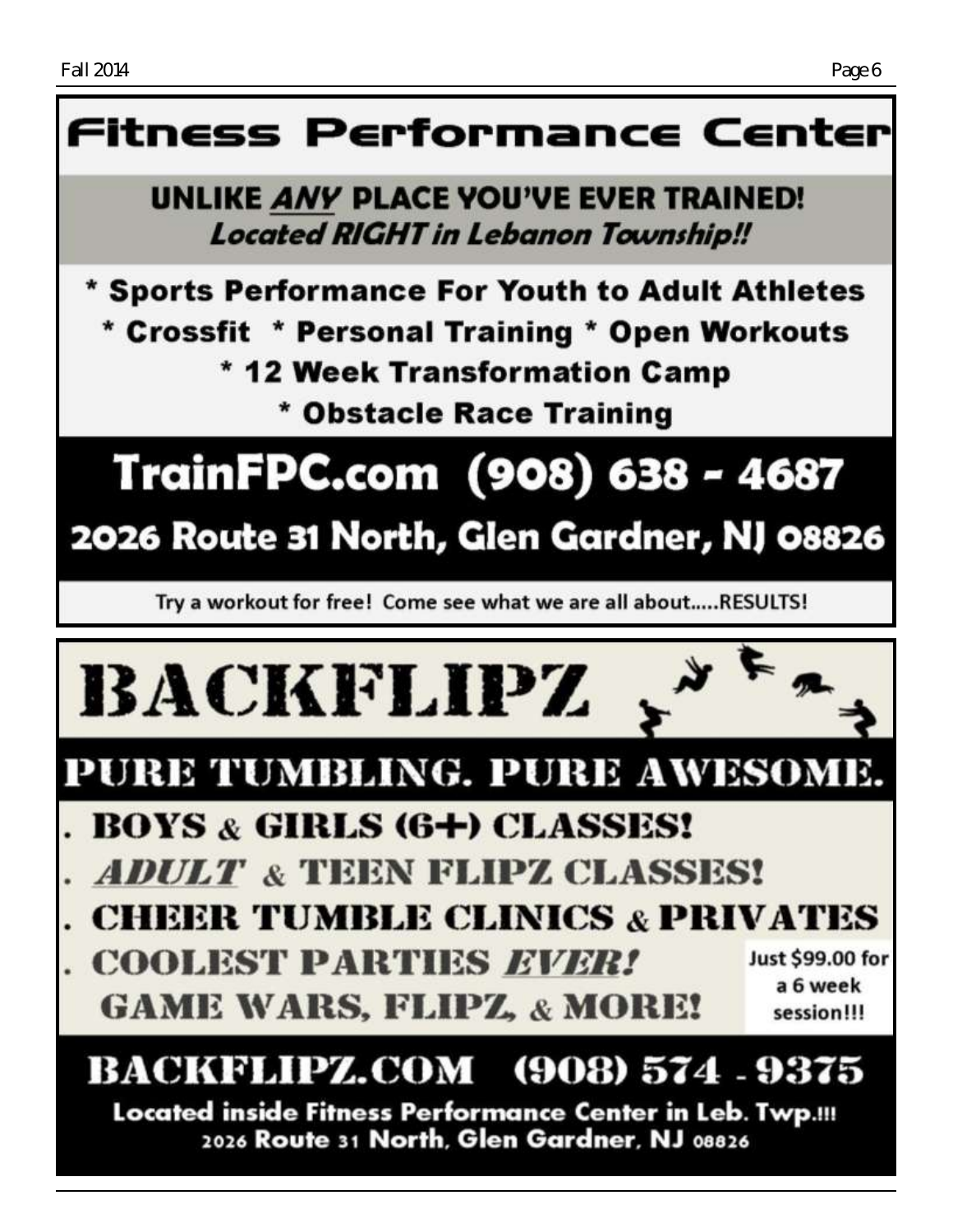# Fitness Performance Center

**UNLIKE *ANY* PLACE YOU'VE EVER TRAINED!**
***Located RIGHT in Lebanon Township!!***

**\* Sports Performance For Youth to Adult Athletes**
**\* Crossfit \* Personal Training \* Open Workouts**
**\* 12 Week Transformation Camp**
**\* Obstacle Race Training**

## TrainFPC.com (908) 638 - 4687

## 2026 Route 31 North, Glen Gardner, NJ 08826

Try a workout for free! Come see what we are all about.....RESULTS!

# BACKFLIPZ

## PURE TUMBLING. PURE AWESOME.

. **BOYS & GIRLS (6+) CLASSES!**
. ***ADULT*** **& TEEN FLIPZ CLASSES!**
. **CHEER TUMBLE CLINICS & PRIVATES**
. **COOLEST PARTIES *EVER!***
**GAME WARS, FLIPZ, & MORE!**

**Just $99.00 for a 6 week session!!!**

## BACKFLIPZ.COM (908) 574 - 9375

**Located inside Fitness Performance Center in Leb. Twp.!!!**
**2026 Route 31 North, Glen Gardner, NJ 08826**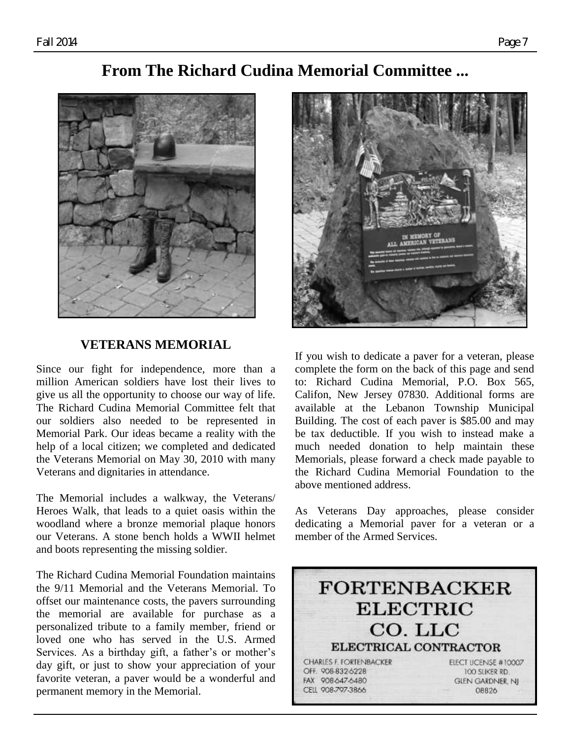# From The Richard Cudina Memorial Committee ...

## VETERANS MEMORIAL

Since our fight for independence, more than a million American soldiers have lost their lives to give us all the opportunity to choose our way of life. The Richard Cudina Memorial Committee felt that our soldiers also needed to be represented in Memorial Park. Our ideas became a reality with the help of a local citizen; we completed and dedicated the Veterans Memorial on May 30, 2010 with many Veterans and dignitaries in attendance.

The Memorial includes a walkway, the Veterans/ Heroes Walk, that leads to a quiet oasis within the woodland where a bronze memorial plaque honors our Veterans. A stone bench holds a WWII helmet and boots representing the missing soldier.

The Richard Cudina Memorial Foundation maintains the 9/11 Memorial and the Veterans Memorial. To offset our maintenance costs, the pavers surrounding the memorial are available for purchase as a personalized tribute to a family member, friend or loved one who has served in the U.S. Armed Services. As a birthday gift, a father's or mother's day gift, or just to show your appreciation of your favorite veteran, a paver would be a wonderful and permanent memory in the Memorial.

If you wish to dedicate a paver for a veteran, please complete the form on the back of this page and send to: Richard Cudina Memorial, P.O. Box 565, Califon, New Jersey 07830. Additional forms are available at the Lebanon Township Municipal Building. The cost of each paver is $85.00 and may be tax deductible. If you wish to instead make a much needed donation to help maintain these Memorials, please forward a check made payable to the Richard Cudina Memorial Foundation to the above mentioned address.

As Veterans Day approaches, please consider dedicating a Memorial paver for a veteran or a member of the Armed Services.

**FORTENBACKER ELECTRIC CO. LLC**
**ELECTRICAL CONTRACTOR**

CHARLES F. FORTENBACKER
OFF. 908-832-6228
FAX 908-647-6480
CELL 908-797-3866

ELECT LICENSE #10007
100 SLIKER RD.
GLEN GARDNER, NJ
08826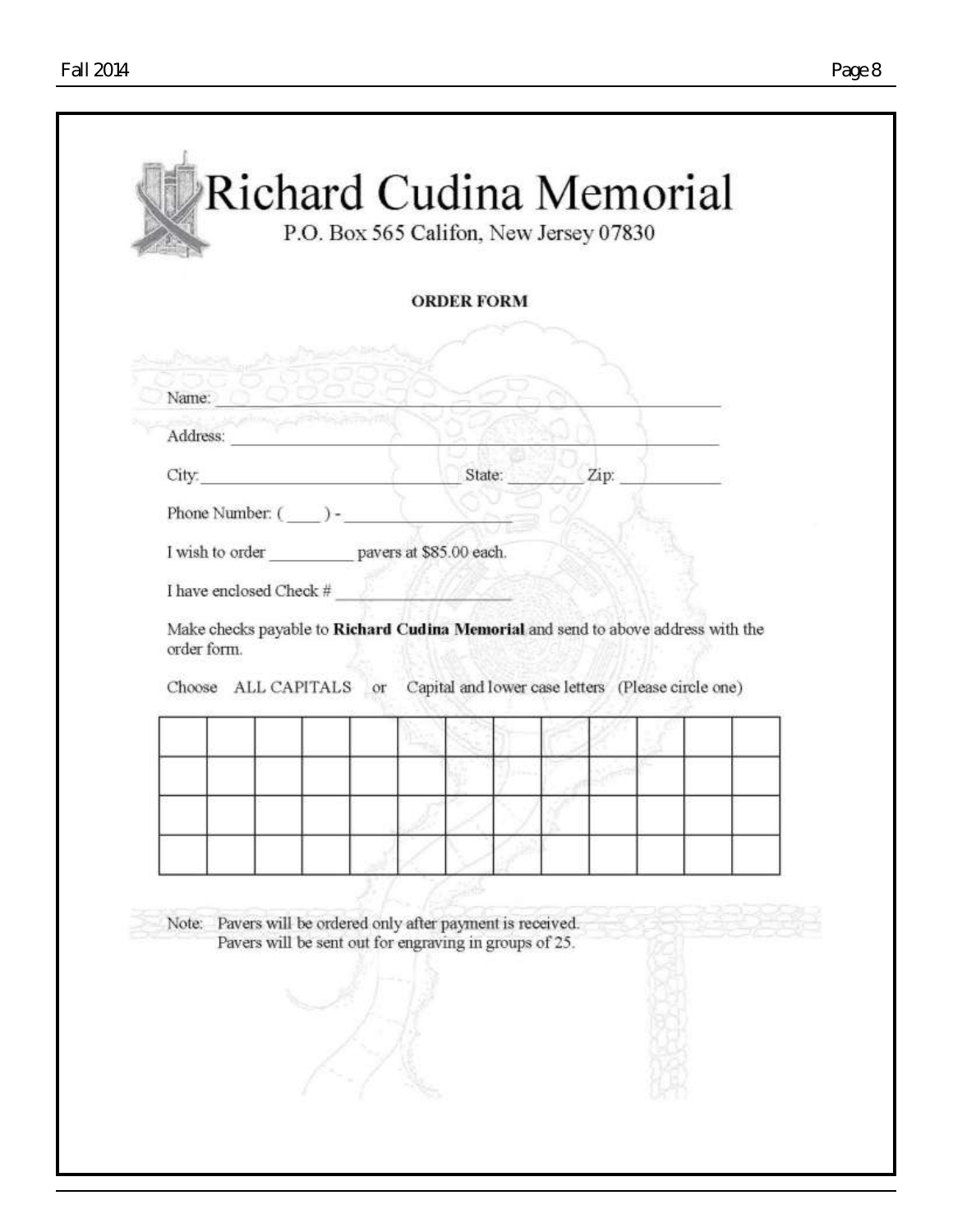# Richard Cudina Memorial

P.O. Box 565 Califon, New Jersey 07830

**ORDER FORM**

Name: \_\_\_\_\_\_\_\_\_\_\_\_\_\_\_\_\_\_\_\_\_\_\_\_\_\_\_\_\_\_\_\_\_\_\_\_\_\_\_\_\_\_\_\_

Address: \_\_\_\_\_\_\_\_\_\_\_\_\_\_\_\_\_\_\_\_\_\_\_\_\_\_\_\_\_\_\_\_\_\_\_\_\_\_\_\_\_\_

City: \_\_\_\_\_\_\_\_\_\_\_\_\_\_\_\_\_\_\_\_ State: \_\_\_\_\_\_ Zip: \_\_\_\_\_\_\_\_

Phone Number: (\_\_\_\_) - \_\_\_\_\_\_\_\_\_\_\_\_\_\_

I wish to order \_\_\_\_\_\_\_\_\_ pavers at $85.00 each.

I have enclosed Check # \_\_\_\_\_\_\_\_\_\_\_\_\_\_\_\_

Make checks payable to **Richard Cudina Memorial** and send to above address with the order form.

Choose ALL CAPITALS or Capital and lower case letters (Please circle one)

| | | | | | | | | | | | | |
|---|---|---|---|---|---|---|---|---|---|---|---|---|
| | | | | | | | | | | | | |
| | | | | | | | | | | | | |
| | | | | | | | | | | | | |
| | | | | | | | | | | | | |

Note: Pavers will be ordered only after payment is received.
Pavers will be sent out for engraving in groups of 25.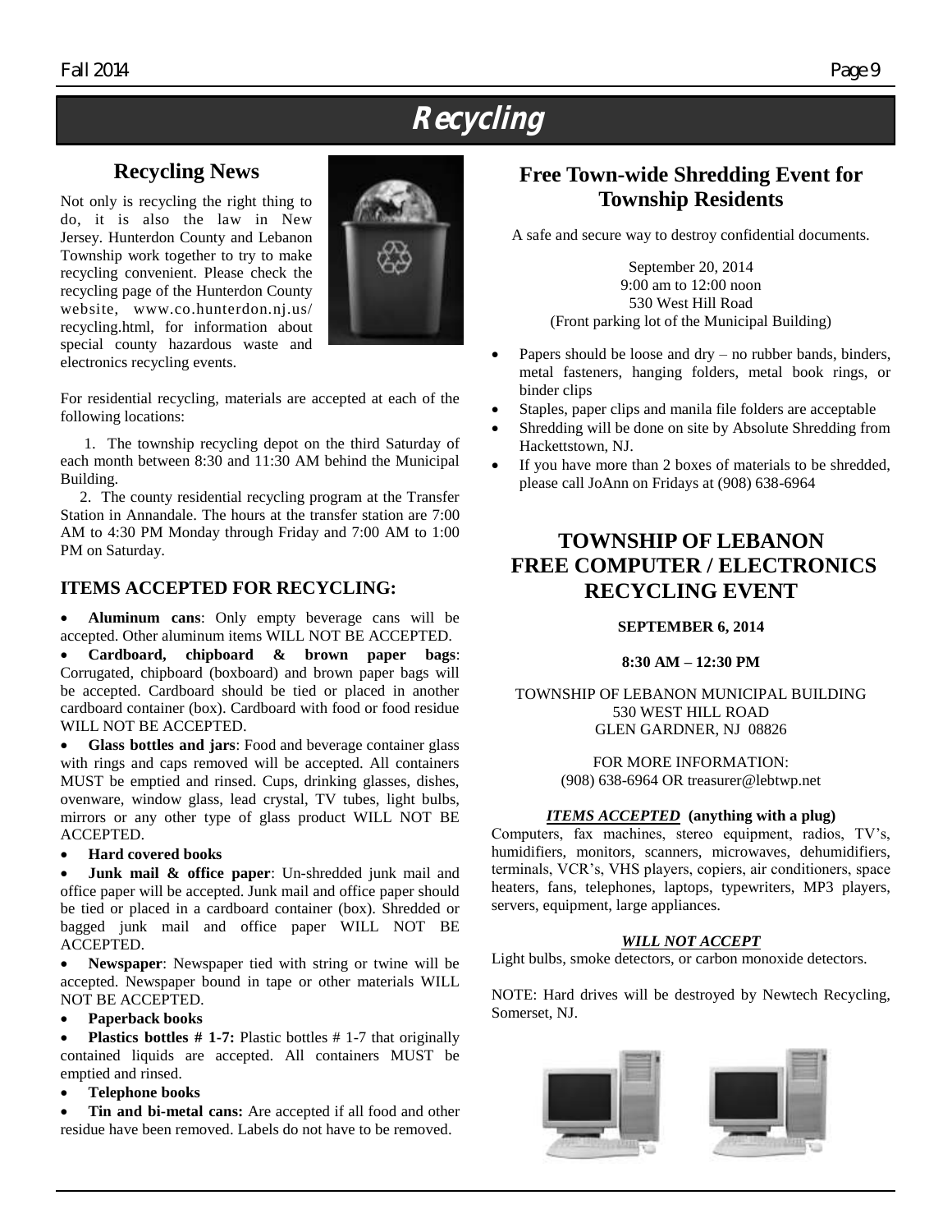# Recycling

## Recycling News

Not only is recycling the right thing to do, it is also the law in New Jersey. Hunterdon County and Lebanon Township work together to try to make recycling convenient. Please check the recycling page of the Hunterdon County website, www.co.hunterdon.nj.us/recycling.html, for information about special county hazardous waste and electronics recycling events.

For residential recycling, materials are accepted at each of the following locations:

1. The township recycling depot on the third Saturday of each month between 8:30 and 11:30 AM behind the Municipal Building.
2. The county residential recycling program at the Transfer Station in Annandale. The hours at the transfer station are 7:00 AM to 4:30 PM Monday through Friday and 7:00 AM to 1:00 PM on Saturday.

### ITEMS ACCEPTED FOR RECYCLING:

- **Aluminum cans**: Only empty beverage cans will be accepted. Other aluminum items WILL NOT BE ACCEPTED.
- **Cardboard, chipboard & brown paper bags**: Corrugated, chipboard (boxboard) and brown paper bags will be accepted. Cardboard should be tied or placed in another cardboard container (box). Cardboard with food or food residue WILL NOT BE ACCEPTED.
- **Glass bottles and jars**: Food and beverage container glass with rings and caps removed will be accepted. All containers MUST be emptied and rinsed. Cups, drinking glasses, dishes, ovenware, window glass, lead crystal, TV tubes, light bulbs, mirrors or any other type of glass product WILL NOT BE ACCEPTED.
- **Hard covered books**
- **Junk mail & office paper**: Un-shredded junk mail and office paper will be accepted. Junk mail and office paper should be tied or placed in a cardboard container (box). Shredded or bagged junk mail and office paper WILL NOT BE ACCEPTED.
- **Newspaper**: Newspaper tied with string or twine will be accepted. Newspaper bound in tape or other materials WILL NOT BE ACCEPTED.
- **Paperback books**
- **Plastics bottles # 1-7:** Plastic bottles # 1-7 that originally contained liquids are accepted. All containers MUST be emptied and rinsed.
- **Telephone books**
- **Tin and bi-metal cans:** Are accepted if all food and other residue have been removed. Labels do not have to be removed.

## Free Town-wide Shredding Event for Township Residents

A safe and secure way to destroy confidential documents.

September 20, 2014
9:00 am to 12:00 noon
530 West Hill Road
(Front parking lot of the Municipal Building)

- Papers should be loose and dry – no rubber bands, binders, metal fasteners, hanging folders, metal book rings, or binder clips
- Staples, paper clips and manila file folders are acceptable
- Shredding will be done on site by Absolute Shredding from Hackettstown, NJ.
- If you have more than 2 boxes of materials to be shredded, please call JoAnn on Fridays at (908) 638-6964

## TOWNSHIP OF LEBANON FREE COMPUTER / ELECTRONICS RECYCLING EVENT

**SEPTEMBER 6, 2014**

**8:30 AM – 12:30 PM**

TOWNSHIP OF LEBANON MUNICIPAL BUILDING
530 WEST HILL ROAD
GLEN GARDNER, NJ 08826

FOR MORE INFORMATION:
(908) 638-6964 OR treasurer@lebtwp.net

***ITEMS ACCEPTED*** **(anything with a plug)**

Computers, fax machines, stereo equipment, radios, TV's, humidifiers, monitors, scanners, microwaves, dehumidifiers, terminals, VCR's, VHS players, copiers, air conditioners, space heaters, fans, telephones, laptops, typewriters, MP3 players, servers, equipment, large appliances.

***WILL NOT ACCEPT***

Light bulbs, smoke detectors, or carbon monoxide detectors.

NOTE: Hard drives will be destroyed by Newtech Recycling, Somerset, NJ.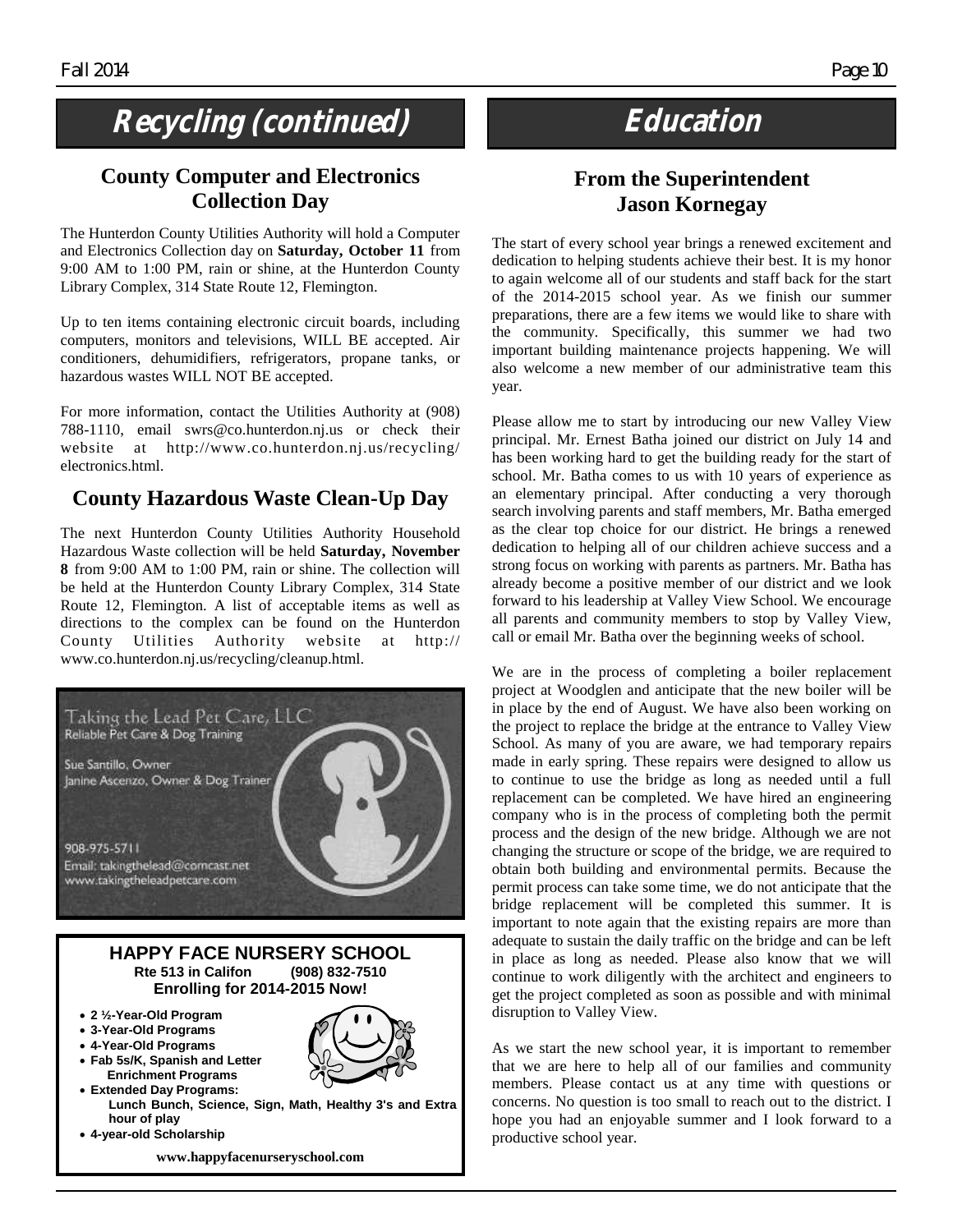# Recycling (continued)

## County Computer and Electronics Collection Day

The Hunterdon County Utilities Authority will hold a Computer and Electronics Collection day on **Saturday, October 11** from 9:00 AM to 1:00 PM, rain or shine, at the Hunterdon County Library Complex, 314 State Route 12, Flemington.

Up to ten items containing electronic circuit boards, including computers, monitors and televisions, WILL BE accepted. Air conditioners, dehumidifiers, refrigerators, propane tanks, or hazardous wastes WILL NOT BE accepted.

For more information, contact the Utilities Authority at (908) 788-1110, email swrs@co.hunterdon.nj.us or check their website at http://www.co.hunterdon.nj.us/recycling/electronics.html.

## County Hazardous Waste Clean-Up Day

The next Hunterdon County Utilities Authority Household Hazardous Waste collection will be held **Saturday, November 8** from 9:00 AM to 1:00 PM, rain or shine. The collection will be held at the Hunterdon County Library Complex, 314 State Route 12, Flemington. A list of acceptable items as well as directions to the complex can be found on the Hunterdon County Utilities Authority website at http://www.co.hunterdon.nj.us/recycling/cleanup.html.

Taking the Lead Pet Care, LLC
Reliable Pet Care & Dog Training

Sue Santillo, Owner
Janine Ascenzo, Owner & Dog Trainer

908-975-5711
Email: takingthelead@comcast.net
www.takingtheleadpetcare.com

**HAPPY FACE NURSERY SCHOOL**
**Rte 513 in Califon (908) 832-7510**
**Enrolling for 2014-2015 Now!**

- **2 ½-Year-Old Program**
- **3-Year-Old Programs**
- **4-Year-Old Programs**
- **Fab 5s/K, Spanish and Letter Enrichment Programs**
- **Extended Day Programs: Lunch Bunch, Science, Sign, Math, Healthy 3's and Extra hour of play**
- **4-year-old Scholarship**

**www.happyfacenurseryschool.com**

# Education

## From the Superintendent Jason Kornegay

The start of every school year brings a renewed excitement and dedication to helping students achieve their best. It is my honor to again welcome all of our students and staff back for the start of the 2014-2015 school year. As we finish our summer preparations, there are a few items we would like to share with the community. Specifically, this summer we had two important building maintenance projects happening. We will also welcome a new member of our administrative team this year.

Please allow me to start by introducing our new Valley View principal. Mr. Ernest Batha joined our district on July 14 and has been working hard to get the building ready for the start of school. Mr. Batha comes to us with 10 years of experience as an elementary principal. After conducting a very thorough search involving parents and staff members, Mr. Batha emerged as the clear top choice for our district. He brings a renewed dedication to helping all of our children achieve success and a strong focus on working with parents as partners. Mr. Batha has already become a positive member of our district and we look forward to his leadership at Valley View School. We encourage all parents and community members to stop by Valley View, call or email Mr. Batha over the beginning weeks of school.

We are in the process of completing a boiler replacement project at Woodglen and anticipate that the new boiler will be in place by the end of August. We have also been working on the project to replace the bridge at the entrance to Valley View School. As many of you are aware, we had temporary repairs made in early spring. These repairs were designed to allow us to continue to use the bridge as long as needed until a full replacement can be completed. We have hired an engineering company who is in the process of completing both the permit process and the design of the new bridge. Although we are not changing the structure or scope of the bridge, we are required to obtain both building and environmental permits. Because the permit process can take some time, we do not anticipate that the bridge replacement will be completed this summer. It is important to note again that the existing repairs are more than adequate to sustain the daily traffic on the bridge and can be left in place as long as needed. Please also know that we will continue to work diligently with the architect and engineers to get the project completed as soon as possible and with minimal disruption to Valley View.

As we start the new school year, it is important to remember that we are here to help all of our families and community members. Please contact us at any time with questions or concerns. No question is too small to reach out to the district. I hope you had an enjoyable summer and I look forward to a productive school year.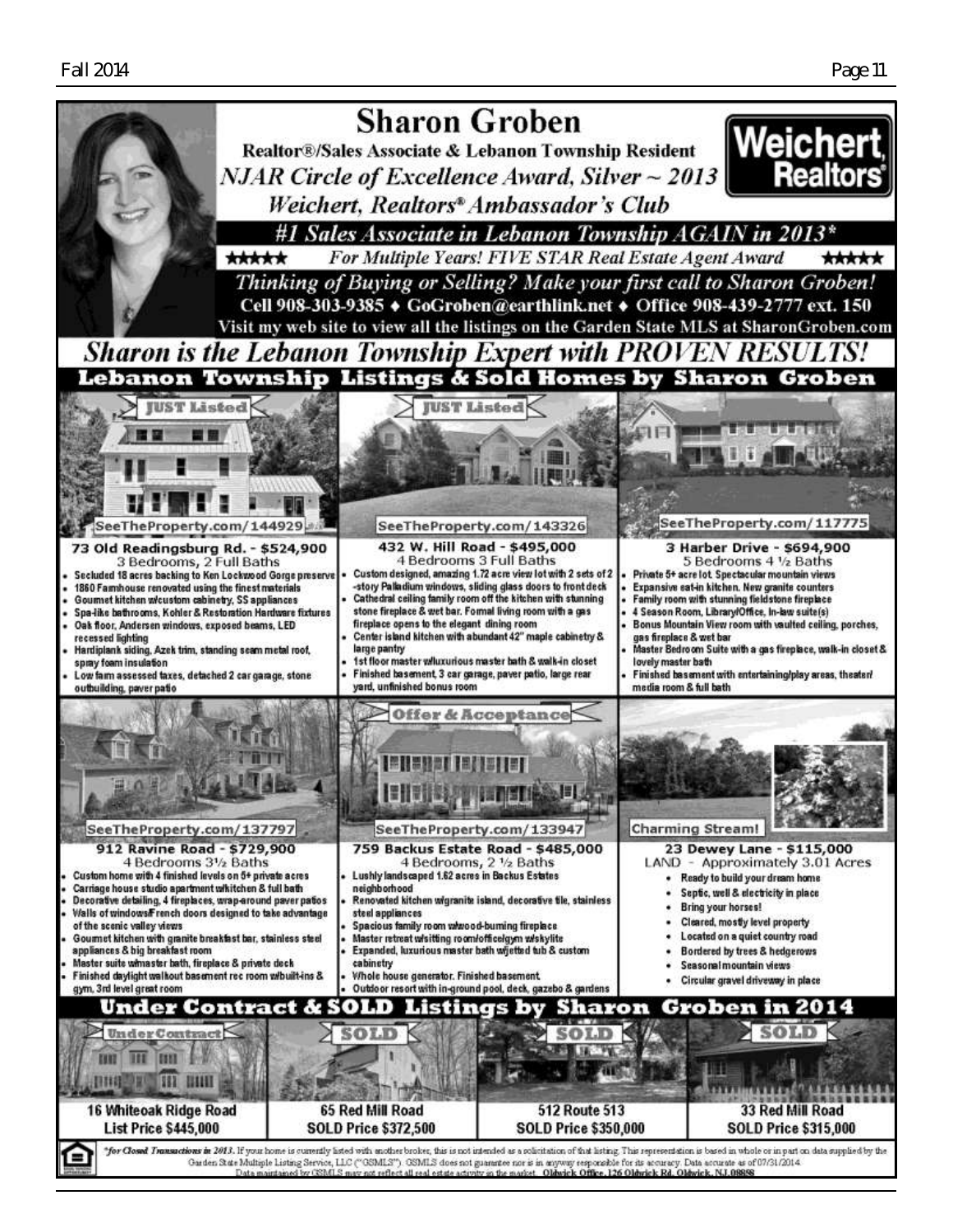# Sharon Groben

Realtor®/Sales Associate & Lebanon Township Resident

*NJAR Circle of Excellence Award, Silver ~ 2013*

*Weichert, Realtors® Ambassador's Club*

Weichert, Realtors®

***#1 Sales Associate in Lebanon Township AGAIN in 2013\****

★★★★★ *For Multiple Years! FIVE STAR Real Estate Agent Award* ★★★★★

*Thinking of Buying or Selling? Make your first call to Sharon Groben!*

**Cell 908-303-9385 ♦ GoGroben@earthlink.net ♦ Office 908-439-2777 ext. 150**

**Visit my web site to view all the listings on the Garden State MLS at SharonGroben.com**

## *Sharon is the Lebanon Township Expert with PROVEN RESULTS!*

## Lebanon Township Listings & Sold Homes by Sharon Groben

### JUST Listed — SeeTheProperty.com/144929

**73 Old Readingsburg Rd. - $524,900**
3 Bedrooms, 2 Full Baths

- Secluded 18 acres backing to Ken Lockwood Gorge preserve
- 1860 Farmhouse renovated using the finest materials
- Gourmet kitchen w/custom cabinetry, SS appliances
- Spa-like bathrooms, Kohler & Restoration Hardware fixtures
- Oak floor, Andersen windows, exposed beams, LED recessed lighting
- Hardiplank siding, Azek trim, standing seam metal roof, spray foam insulation
- Low farm assessed taxes, detached 2 car garage, stone outbuilding, paver patio

### JUST Listed — SeeTheProperty.com/143326

**432 W. Hill Road - $495,000**
4 Bedrooms 3 Full Baths

- Custom designed, amazing 1.72 acre view lot with 2 sets of 2-story Palladium windows, sliding glass doors to front deck
- Cathedral ceiling family room off the kitchen with stunning stone fireplace & wet bar. Formal living room with a gas fireplace opens to the elegant dining room
- Center island kitchen with abundant 42" maple cabinetry & large pantry
- 1st floor master w/luxurious master bath & walk-in closet
- Finished basement, 3 car garage, paver patio, large rear yard, unfinished bonus room

### SeeTheProperty.com/117775

**3 Harber Drive - $694,900**
5 Bedrooms 4 ½ Baths

- Private 5+ acre lot. Spectacular mountain views
- Expansive eat-in kitchen. New granite counters
- Family room with stunning fieldstone fireplace
- 4 Season Room, Library/Office, In-law suite(s)
- Bonus Mountain View room with vaulted ceiling, porches, gas fireplace & wet bar
- Master Bedroom Suite with a gas fireplace, walk-in closet & lovely master bath
- Finished basement with entertaining/play areas, theater/media room & full bath

### SeeTheProperty.com/137797

**912 Ravine Road - $729,900**
4 Bedrooms 3½ Baths

- Custom home with 4 finished levels on 5+ private acres
- Carriage house studio apartment w/kitchen & full bath
- Decorative detailing, 4 fireplaces, wrap-around paver patios
- Walls of windows/French doors designed to take advantage of the scenic valley views
- Gourmet kitchen with granite breakfast bar, stainless steel appliances & big breakfast room
- Master suite w/master bath, fireplace & private deck
- Finished daylight walkout basement rec room w/built-ins & gym, 3rd level great room

### Offer & Acceptance — SeeTheProperty.com/133947

**759 Backus Estate Road - $485,000**
4 Bedrooms, 2 ½ Baths

- Lushly landscaped 1.62 acres in Backus Estates neighborhood
- Renovated kitchen w/granite island, decorative tile, stainless steel appliances
- Spacious family room w/wood-burning fireplace
- Master retreat w/sitting room/office/gym w/skylite
- Expanded, luxurious master bath w/jetted tub & custom cabinetry
- Whole house generator. Finished basement.
- Outdoor resort with in-ground pool, deck, gazebo & gardens

### Charming Stream!

**23 Dewey Lane - $115,000**
LAND - Approximately 3.01 Acres

- Ready to build your dream home
- Septic, well & electricity in place
- Bring your horses!
- Cleared, mostly level property
- Located on a quiet country road
- Bordered by trees & hedgerows
- Seasonal mountain views
- Circular gravel driveway in place

## Under Contract & SOLD Listings by Sharon Groben in 2014

| Under Contract | SOLD | SOLD | SOLD |
|---|---|---|---|
| **16 Whiteoak Ridge Road** | **65 Red Mill Road** | **512 Route 513** | **33 Red Mill Road** |
| **List Price $445,000** | **SOLD Price $372,500** | **SOLD Price $350,000** | **SOLD Price $315,000** |

\**for Closed Transactions in 2013.* If your home is currently listed with another broker, this is not intended as a solicitation of that listing. This representation is based in whole or in part on data supplied by the Garden State Multiple Listing Service, LLC ("GSMLS"). GSMLS does not guarantee nor is in anyway responsible for its accuracy. Data accurate as of 07/31/2014. Data maintained by GSMLS may not reflect all real estate activity in the market. **Oldwick Office, 126 Oldwick Rd, Oldwick, NJ 08858**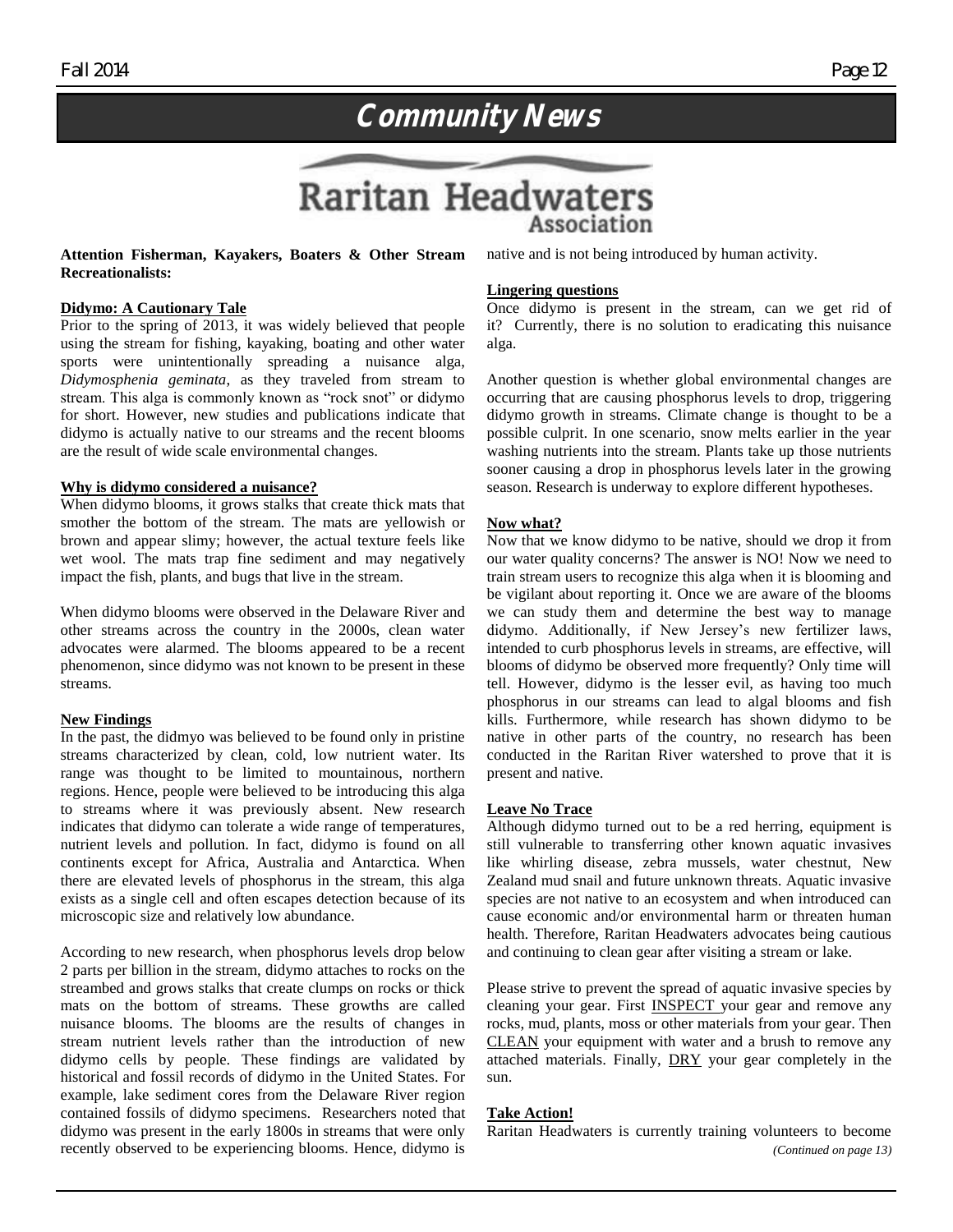# Community News

## Raritan Headwaters Association

**Attention Fisherman, Kayakers, Boaters & Other Stream Recreationalists:**

### Didymo: A Cautionary Tale

Prior to the spring of 2013, it was widely believed that people using the stream for fishing, kayaking, boating and other water sports were unintentionally spreading a nuisance alga, *Didymosphenia geminata,* as they traveled from stream to stream. This alga is commonly known as "rock snot" or didymo for short. However, new studies and publications indicate that didymo is actually native to our streams and the recent blooms are the result of wide scale environmental changes.

### Why is didymo considered a nuisance?

When didymo blooms, it grows stalks that create thick mats that smother the bottom of the stream. The mats are yellowish or brown and appear slimy; however, the actual texture feels like wet wool. The mats trap fine sediment and may negatively impact the fish, plants, and bugs that live in the stream.

When didymo blooms were observed in the Delaware River and other streams across the country in the 2000s, clean water advocates were alarmed. The blooms appeared to be a recent phenomenon, since didymo was not known to be present in these streams.

### New Findings

In the past, the didmyo was believed to be found only in pristine streams characterized by clean, cold, low nutrient water. Its range was thought to be limited to mountainous, northern regions. Hence, people were believed to be introducing this alga to streams where it was previously absent. New research indicates that didymo can tolerate a wide range of temperatures, nutrient levels and pollution. In fact, didymo is found on all continents except for Africa, Australia and Antarctica. When there are elevated levels of phosphorus in the stream, this alga exists as a single cell and often escapes detection because of its microscopic size and relatively low abundance.

According to new research, when phosphorus levels drop below 2 parts per billion in the stream, didymo attaches to rocks on the streambed and grows stalks that create clumps on rocks or thick mats on the bottom of streams. These growths are called nuisance blooms. The blooms are the results of changes in stream nutrient levels rather than the introduction of new didymo cells by people. These findings are validated by historical and fossil records of didymo in the United States. For example, lake sediment cores from the Delaware River region contained fossils of didymo specimens. Researchers noted that didymo was present in the early 1800s in streams that were only recently observed to be experiencing blooms. Hence, didymo is native and is not being introduced by human activity.

### Lingering questions

Once didymo is present in the stream, can we get rid of it? Currently, there is no solution to eradicating this nuisance alga.

Another question is whether global environmental changes are occurring that are causing phosphorus levels to drop, triggering didymo growth in streams. Climate change is thought to be a possible culprit. In one scenario, snow melts earlier in the year washing nutrients into the stream. Plants take up those nutrients sooner causing a drop in phosphorus levels later in the growing season. Research is underway to explore different hypotheses.

### Now what?

Now that we know didymo to be native, should we drop it from our water quality concerns? The answer is NO! Now we need to train stream users to recognize this alga when it is blooming and be vigilant about reporting it. Once we are aware of the blooms we can study them and determine the best way to manage didymo. Additionally, if New Jersey's new fertilizer laws, intended to curb phosphorus levels in streams, are effective, will blooms of didymo be observed more frequently? Only time will tell. However, didymo is the lesser evil, as having too much phosphorus in our streams can lead to algal blooms and fish kills. Furthermore, while research has shown didymo to be native in other parts of the country, no research has been conducted in the Raritan River watershed to prove that it is present and native.

### Leave No Trace

Although didymo turned out to be a red herring, equipment is still vulnerable to transferring other known aquatic invasives like whirling disease, zebra mussels, water chestnut, New Zealand mud snail and future unknown threats. Aquatic invasive species are not native to an ecosystem and when introduced can cause economic and/or environmental harm or threaten human health. Therefore, Raritan Headwaters advocates being cautious and continuing to clean gear after visiting a stream or lake.

Please strive to prevent the spread of aquatic invasive species by cleaning your gear. First INSPECT your gear and remove any rocks, mud, plants, moss or other materials from your gear. Then CLEAN your equipment with water and a brush to remove any attached materials. Finally, DRY your gear completely in the sun.

### Take Action!

Raritan Headwaters is currently training volunteers to become

*(Continued on page 13)*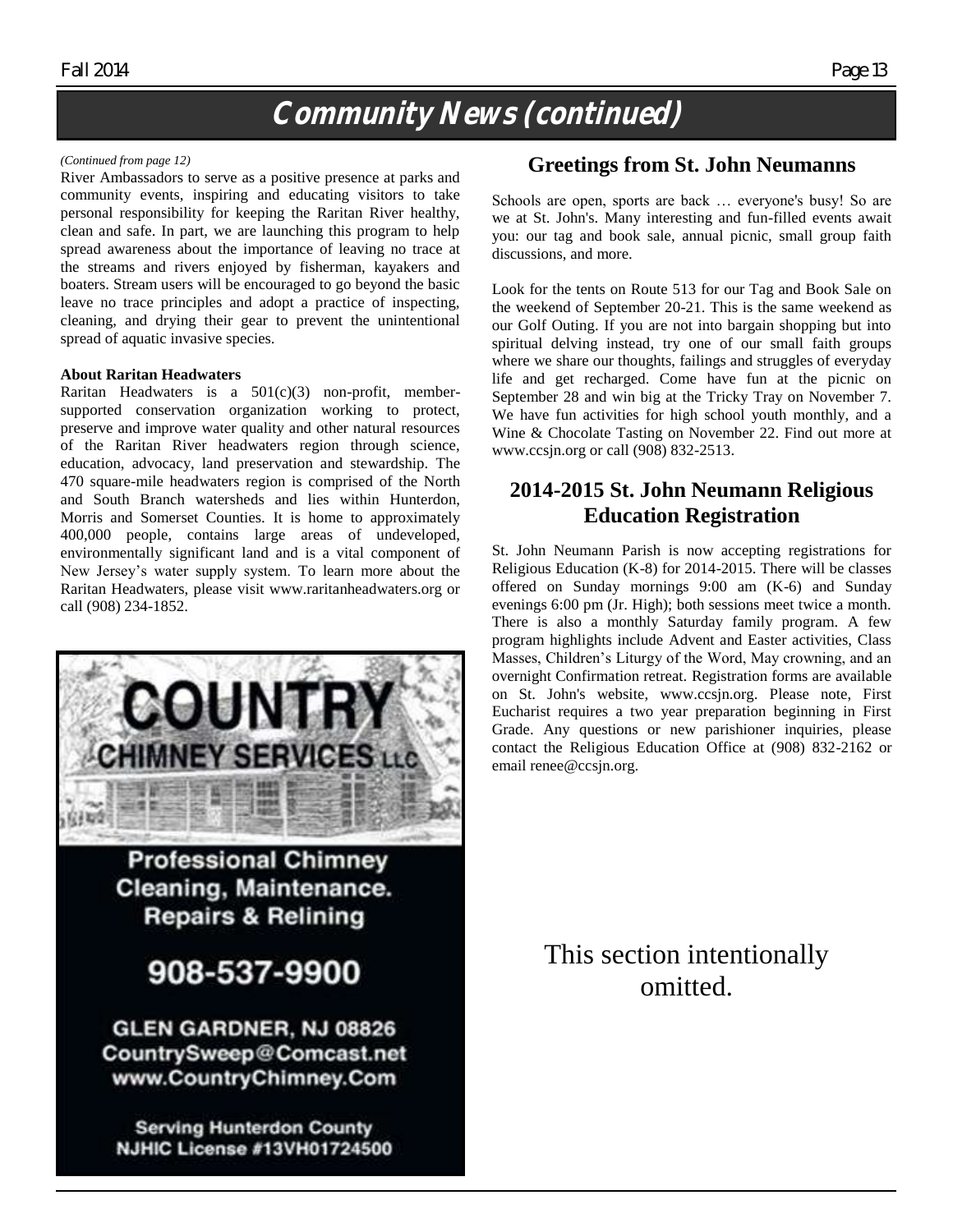# Community News (continued)

*(Continued from page 12)*

River Ambassadors to serve as a positive presence at parks and community events, inspiring and educating visitors to take personal responsibility for keeping the Raritan River healthy, clean and safe. In part, we are launching this program to help spread awareness about the importance of leaving no trace at the streams and rivers enjoyed by fisherman, kayakers and boaters. Stream users will be encouraged to go beyond the basic leave no trace principles and adopt a practice of inspecting, cleaning, and drying their gear to prevent the unintentional spread of aquatic invasive species.

**About Raritan Headwaters**

Raritan Headwaters is a 501(c)(3) non-profit, member-supported conservation organization working to protect, preserve and improve water quality and other natural resources of the Raritan River headwaters region through science, education, advocacy, land preservation and stewardship. The 470 square-mile headwaters region is comprised of the North and South Branch watersheds and lies within Hunterdon, Morris and Somerset Counties. It is home to approximately 400,000 people, contains large areas of undeveloped, environmentally significant land and is a vital component of New Jersey's water supply system. To learn more about the Raritan Headwaters, please visit www.raritanheadwaters.org or call (908) 234-1852.

COUNTRY CHIMNEY SERVICES LLC

Professional Chimney Cleaning, Maintenance. Repairs & Relining

908-537-9900

GLEN GARDNER, NJ 08826
CountrySweep@Comcast.net
www.CountryChimney.Com

Serving Hunterdon County
NJHIC License #13VH01724500

## Greetings from St. John Neumanns

Schools are open, sports are back … everyone's busy! So are we at St. John's. Many interesting and fun-filled events await you: our tag and book sale, annual picnic, small group faith discussions, and more.

Look for the tents on Route 513 for our Tag and Book Sale on the weekend of September 20-21. This is the same weekend as our Golf Outing. If you are not into bargain shopping but into spiritual delving instead, try one of our small faith groups where we share our thoughts, failings and struggles of everyday life and get recharged. Come have fun at the picnic on September 28 and win big at the Tricky Tray on November 7. We have fun activities for high school youth monthly, and a Wine & Chocolate Tasting on November 22. Find out more at www.ccsjn.org or call (908) 832-2513.

## 2014-2015 St. John Neumann Religious Education Registration

St. John Neumann Parish is now accepting registrations for Religious Education (K-8) for 2014-2015. There will be classes offered on Sunday mornings 9:00 am (K-6) and Sunday evenings 6:00 pm (Jr. High); both sessions meet twice a month. There is also a monthly Saturday family program. A few program highlights include Advent and Easter activities, Class Masses, Children's Liturgy of the Word, May crowning, and an overnight Confirmation retreat. Registration forms are available on St. John's website, www.ccsjn.org. Please note, First Eucharist requires a two year preparation beginning in First Grade. Any questions or new parishioner inquiries, please contact the Religious Education Office at (908) 832-2162 or email renee@ccsjn.org.

This section intentionally omitted.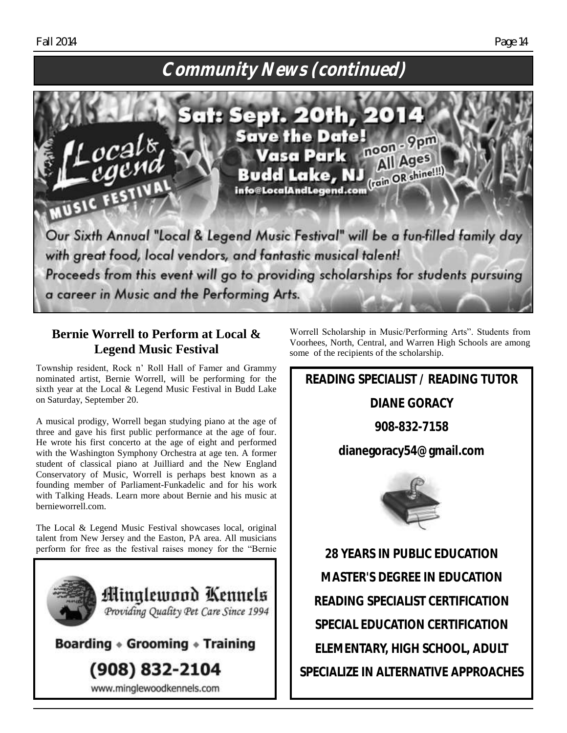# Community News (continued)

**Local & Legend MUSIC FESTIVAL**

**Sat: Sept. 20th, 2014**
**Save the Date!**
**Vasa Park**
**Budd Lake, NJ**
noon - 9pm
All Ages
(rain OR shine!!!)
info@LocalAndLegend.com

Our Sixth Annual "Local & Legend Music Festival" will be a fun-filled family day with great food, local vendors, and fantastic musical talent!
Proceeds from this event will go to providing scholarships for students pursuing a career in Music and the Performing Arts.

## Bernie Worrell to Perform at Local & Legend Music Festival

Township resident, Rock n' Roll Hall of Famer and Grammy nominated artist, Bernie Worrell, will be performing for the sixth year at the Local & Legend Music Festival in Budd Lake on Saturday, September 20.

A musical prodigy, Worrell began studying piano at the age of three and gave his first public performance at the age of four. He wrote his first concerto at the age of eight and performed with the Washington Symphony Orchestra at age ten. A former student of classical piano at Juilliard and the New England Conservatory of Music, Worrell is perhaps best known as a founding member of Parliament-Funkadelic and for his work with Talking Heads. Learn more about Bernie and his music at bernieworrell.com.

The Local & Legend Music Festival showcases local, original talent from New Jersey and the Easton, PA area. All musicians perform for free as the festival raises money for the "Bernie Worrell Scholarship in Music/Performing Arts". Students from Voorhees, North, Central, and Warren High Schools are among some of the recipients of the scholarship.

**Minglewood Kennels**
*Providing Quality Pet Care Since 1994*

**Boarding • Grooming • Training**

**(908) 832-2104**

www.minglewoodkennels.com

**READING SPECIALIST / READING TUTOR**

**DIANE GORACY**

**908-832-7158**

**dianegoracy54@gmail.com**

**28 YEARS IN PUBLIC EDUCATION**

**MASTER'S DEGREE IN EDUCATION**

**READING SPECIALIST CERTIFICATION**

**SPECIAL EDUCATION CERTIFICATION**

**ELEMENTARY, HIGH SCHOOL, ADULT**

**SPECIALIZE IN ALTERNATIVE APPROACHES**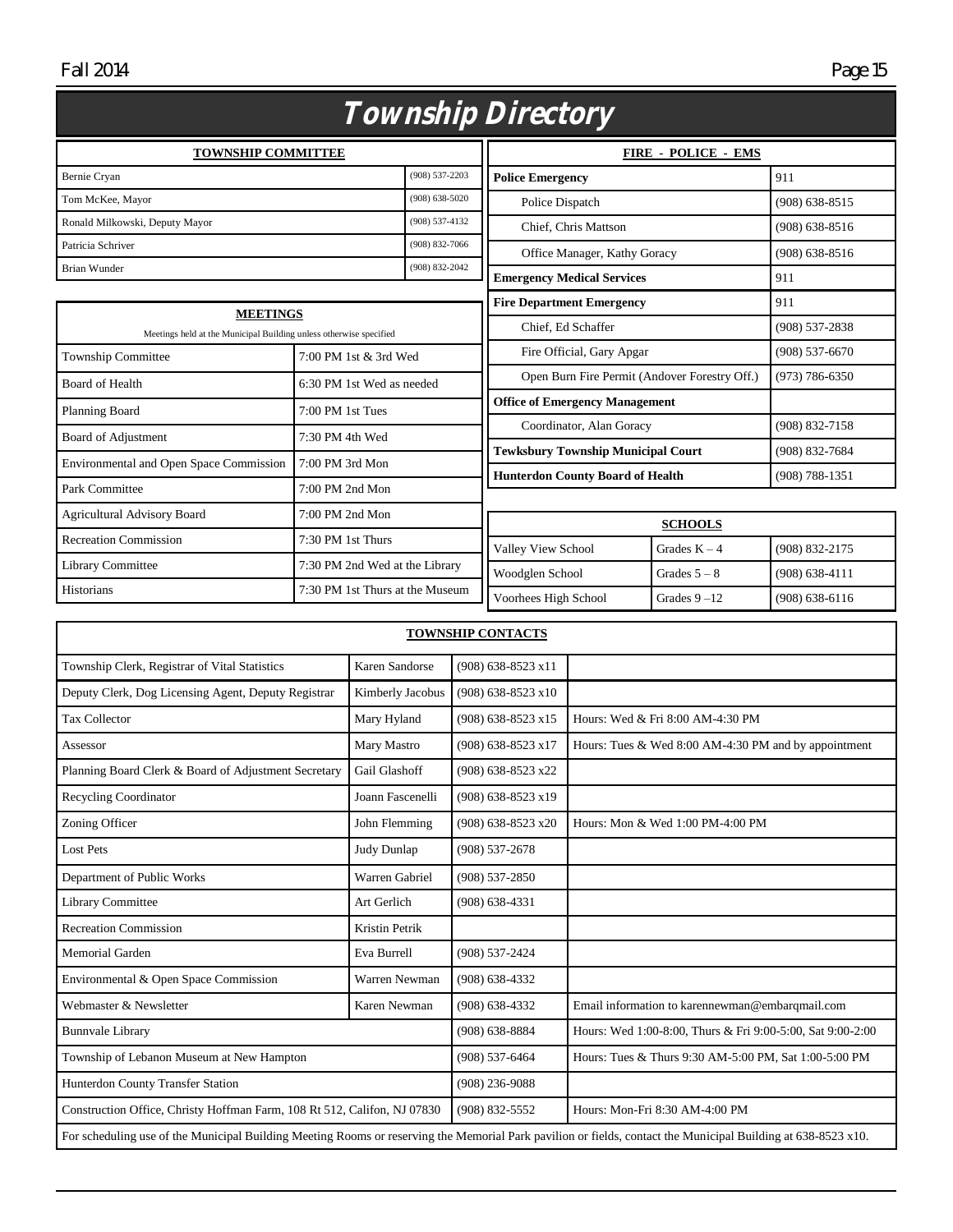# Township Directory

| TOWNSHIP COMMITTEE | |
|---|---|
| Bernie Cryan | (908) 537-2203 |
| Tom McKee, Mayor | (908) 638-5020 |
| Ronald Milkowski, Deputy Mayor | (908) 537-4132 |
| Patricia Schriver | (908) 832-7066 |
| Brian Wunder | (908) 832-2042 |

**MEETINGS**

Meetings held at the Municipal Building unless otherwise specified

| Meeting | Time |
|---|---|
| Township Committee | 7:00 PM 1st & 3rd Wed |
| Board of Health | 6:30 PM 1st Wed as needed |
| Planning Board | 7:00 PM 1st Tues |
| Board of Adjustment | 7:30 PM 4th Wed |
| Environmental and Open Space Commission | 7:00 PM 3rd Mon |
| Park Committee | 7:00 PM 2nd Mon |
| Agricultural Advisory Board | 7:00 PM 2nd Mon |
| Recreation Commission | 7:30 PM 1st Thurs |
| Library Committee | 7:30 PM 2nd Wed at the Library |
| Historians | 7:30 PM 1st Thurs at the Museum |

| FIRE - POLICE - EMS | |
|---|---|
| **Police Emergency** | 911 |
| Police Dispatch | (908) 638-8515 |
| Chief, Chris Mattson | (908) 638-8516 |
| Office Manager, Kathy Goracy | (908) 638-8516 |
| **Emergency Medical Services** | 911 |
| **Fire Department Emergency** | 911 |
| Chief, Ed Schaffer | (908) 537-2838 |
| Fire Official, Gary Apgar | (908) 537-6670 |
| Open Burn Fire Permit (Andover Forestry Off.) | (973) 786-6350 |
| **Office of Emergency Management** | |
| Coordinator, Alan Goracy | (908) 832-7158 |
| **Tewksbury Township Municipal Court** | (908) 832-7684 |
| **Hunterdon County Board of Health** | (908) 788-1351 |

| SCHOOLS | | |
|---|---|---|
| Valley View School | Grades K – 4 | (908) 832-2175 |
| Woodglen School | Grades 5 – 8 | (908) 638-4111 |
| Voorhees High School | Grades 9 –12 | (908) 638-6116 |

| TOWNSHIP CONTACTS | | | |
|---|---|---|---|
| Township Clerk, Registrar of Vital Statistics | Karen Sandorse | (908) 638-8523 x11 | |
| Deputy Clerk, Dog Licensing Agent, Deputy Registrar | Kimberly Jacobus | (908) 638-8523 x10 | |
| Tax Collector | Mary Hyland | (908) 638-8523 x15 | Hours: Wed & Fri 8:00 AM-4:30 PM |
| Assessor | Mary Mastro | (908) 638-8523 x17 | Hours: Tues & Wed 8:00 AM-4:30 PM and by appointment |
| Planning Board Clerk & Board of Adjustment Secretary | Gail Glashoff | (908) 638-8523 x22 | |
| Recycling Coordinator | Joann Fascenelli | (908) 638-8523 x19 | |
| Zoning Officer | John Flemming | (908) 638-8523 x20 | Hours: Mon & Wed 1:00 PM-4:00 PM |
| Lost Pets | Judy Dunlap | (908) 537-2678 | |
| Department of Public Works | Warren Gabriel | (908) 537-2850 | |
| Library Committee | Art Gerlich | (908) 638-4331 | |
| Recreation Commission | Kristin Petrik | | |
| Memorial Garden | Eva Burrell | (908) 537-2424 | |
| Environmental & Open Space Commission | Warren Newman | (908) 638-4332 | |
| Webmaster & Newsletter | Karen Newman | (908) 638-4332 | Email information to karennewman@embarqmail.com |
| Bunnvale Library | | (908) 638-8884 | Hours: Wed 1:00-8:00, Thurs & Fri 9:00-5:00, Sat 9:00-2:00 |
| Township of Lebanon Museum at New Hampton | | (908) 537-6464 | Hours: Tues & Thurs 9:30 AM-5:00 PM, Sat 1:00-5:00 PM |
| Hunterdon County Transfer Station | | (908) 236-9088 | |
| Construction Office, Christy Hoffman Farm, 108 Rt 512, Califon, NJ 07830 | | (908) 832-5552 | Hours: Mon-Fri 8:30 AM-4:00 PM |

For scheduling use of the Municipal Building Meeting Rooms or reserving the Memorial Park pavilion or fields, contact the Municipal Building at 638-8523 x10.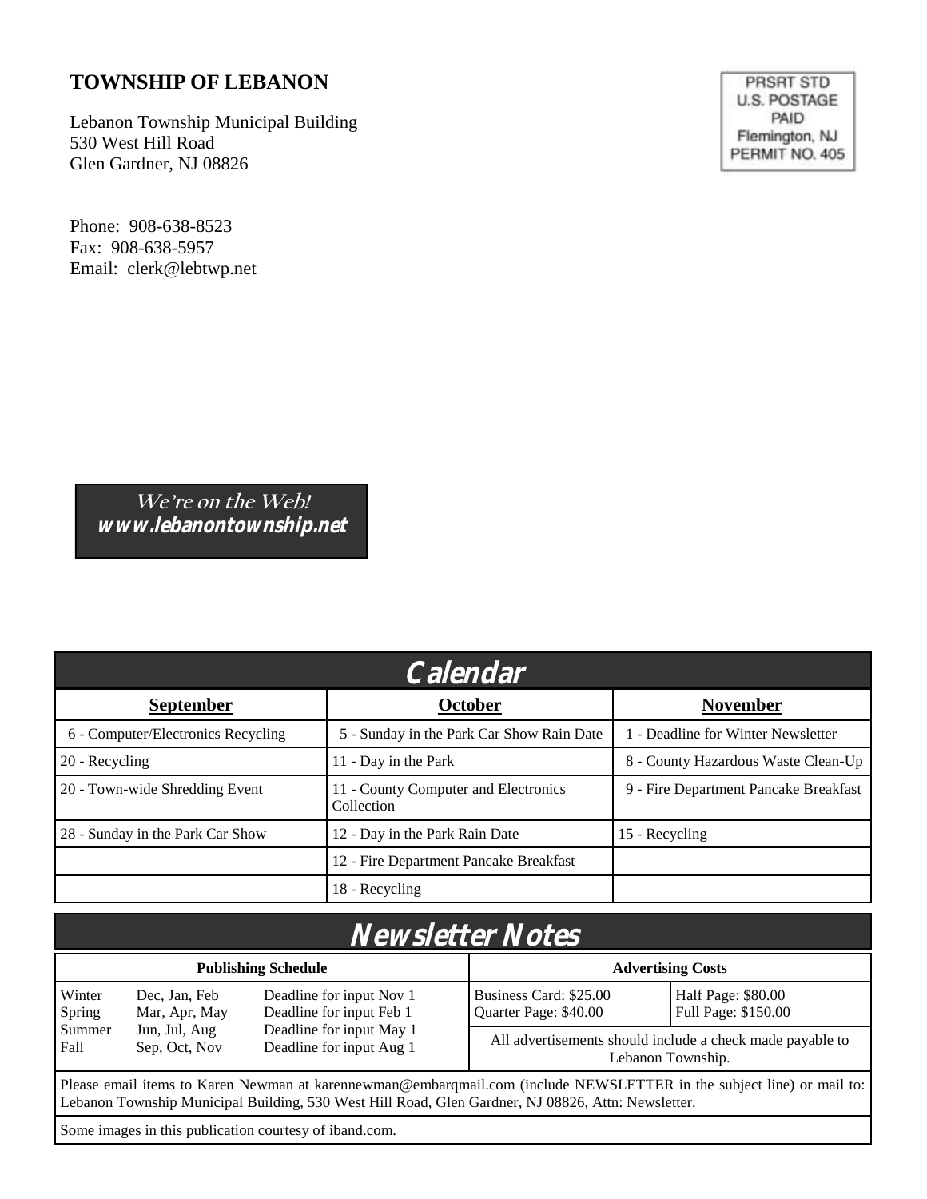**TOWNSHIP OF LEBANON**

Lebanon Township Municipal Building
530 West Hill Road
Glen Gardner, NJ 08826

Phone: 908-638-8523
Fax: 908-638-5957
Email: clerk@lebtwp.net

PRSRT STD
U.S. POSTAGE
PAID
Flemington, NJ
PERMIT NO. 405

*We're on the Web!*
**www.lebanontownship.net**

## Calendar

| September | October | November |
|---|---|---|
| 6 - Computer/Electronics Recycling | 5 - Sunday in the Park Car Show Rain Date | 1 - Deadline for Winter Newsletter |
| 20 - Recycling | 11 - Day in the Park | 8 - County Hazardous Waste Clean-Up |
| 20 - Town-wide Shredding Event | 11 - County Computer and Electronics Collection | 9 - Fire Department Pancake Breakfast |
| 28 - Sunday in the Park Car Show | 12 - Day in the Park Rain Date | 15 - Recycling |
| | 12 - Fire Department Pancake Breakfast | |
| | 18 - Recycling | |

## Newsletter Notes

**Publishing Schedule**

| | | |
|---|---|---|
| Winter | Dec, Jan, Feb | Deadline for input Nov 1 |
| Spring | Mar, Apr, May | Deadline for input Feb 1 |
| Summer | Jun, Jul, Aug | Deadline for input May 1 |
| Fall | Sep, Oct, Nov | Deadline for input Aug 1 |

**Advertising Costs**

| | |
|---|---|
| Business Card: $25.00 | Half Page: $80.00 |
| Quarter Page: $40.00 | Full Page: $150.00 |

All advertisements should include a check made payable to Lebanon Township.

Please email items to Karen Newman at karennewman@embarqmail.com (include NEWSLETTER in the subject line) or mail to: Lebanon Township Municipal Building, 530 West Hill Road, Glen Gardner, NJ 08826, Attn: Newsletter.

Some images in this publication courtesy of iband.com.